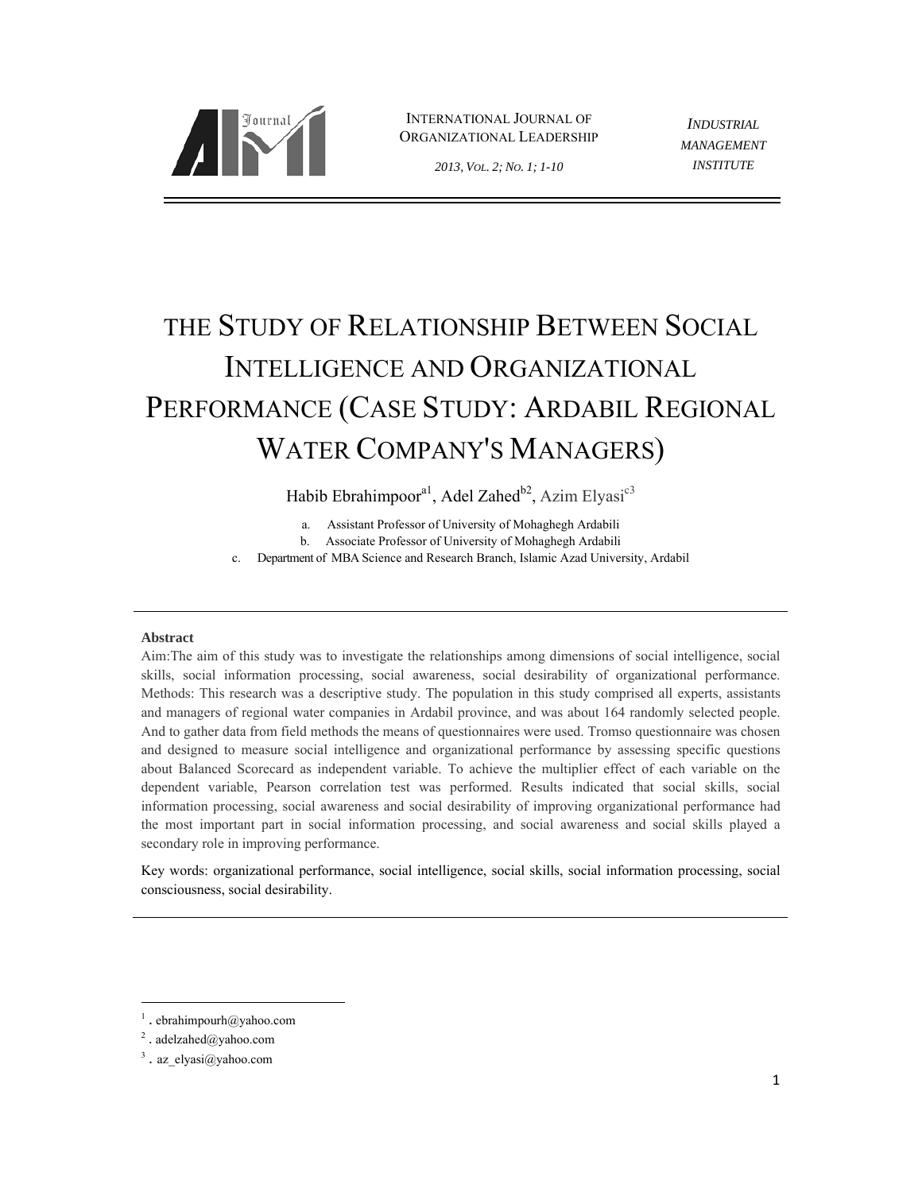# THE STUDY OF RELATIONSHIP BETWEEN SOCIAL INTELLIGENCE AND ORGANIZATIONAL PERFORMANCE (CASE STUDY: ARDABIL REGIONAL WATER COMPANY'S MANAGERS)

Habib Ebrahimpoor[a1], Adel Zahed[b2], Azim Elyasi[c3]

a. Assistant Professor of University of Mohaghegh Ardabili
b. Associate Professor of University of Mohaghegh Ardabili
c. Department of MBA Science and Research Branch, Islamic Azad University, Ardabil

---

**Abstract**

Aim:The aim of this study was to investigate the relationships among dimensions of social intelligence, social skills, social information processing, social awareness, social desirability of organizational performance. Methods: This research was a descriptive study. The population in this study comprised all experts, assistants and managers of regional water companies in Ardabil province, and was about 164 randomly selected people. And to gather data from field methods the means of questionnaires were used. Tromso questionnaire was chosen and designed to measure social intelligence and organizational performance by assessing specific questions about Balanced Scorecard as independent variable. To achieve the multiplier effect of each variable on the dependent variable, Pearson correlation test was performed. Results indicated that social skills, social information processing, social awareness and social desirability of improving organizational performance had the most important part in social information processing, and social awareness and social skills played a secondary role in improving performance.

Key words: organizational performance, social intelligence, social skills, social information processing, social consciousness, social desirability.

---

[1] . ebrahimpourh@yahoo.com

[2] . adelzahed@yahoo.com

[3] . az_elyasi@yahoo.com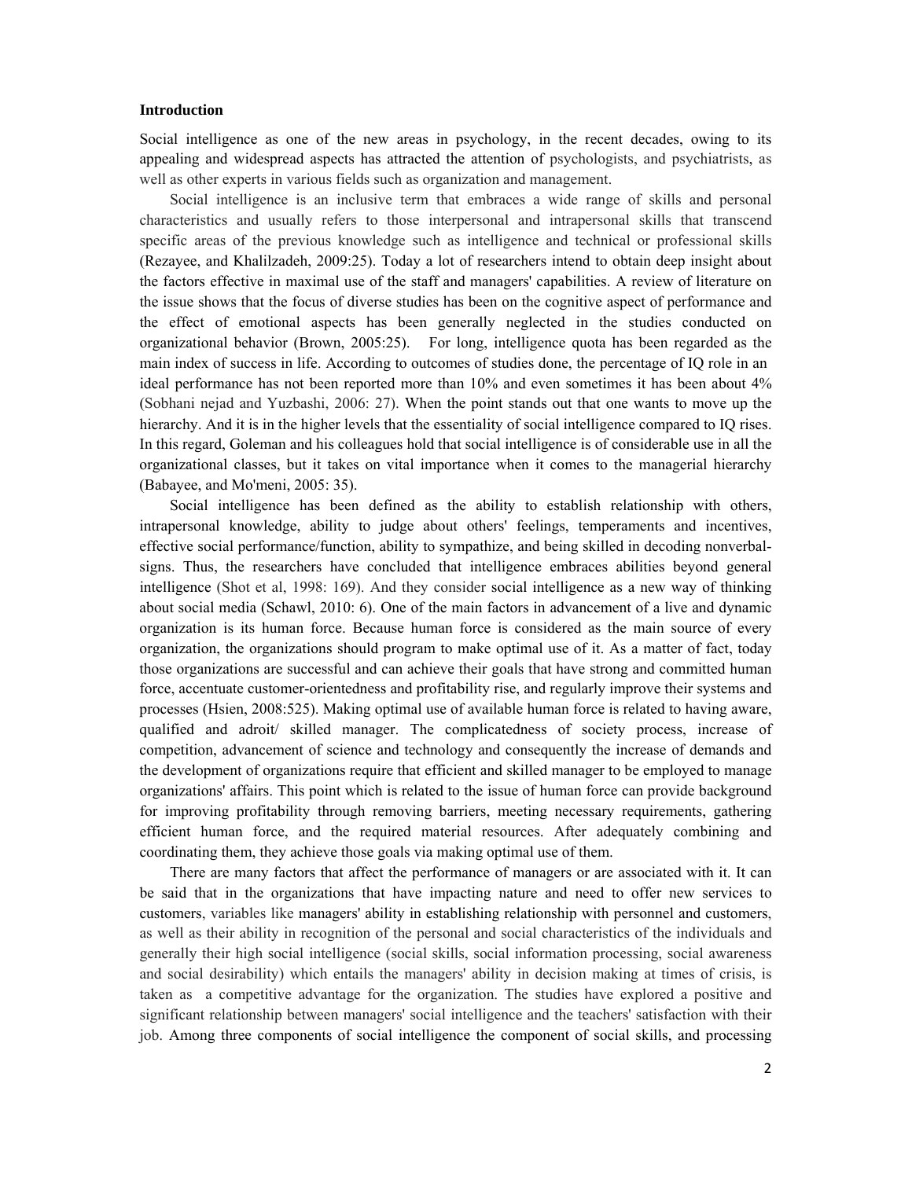**Introduction**

Social intelligence as one of the new areas in psychology, in the recent decades, owing to its appealing and widespread aspects has attracted the attention of psychologists, and psychiatrists, as well as other experts in various fields such as organization and management.

Social intelligence is an inclusive term that embraces a wide range of skills and personal characteristics and usually refers to those interpersonal and intrapersonal skills that transcend specific areas of the previous knowledge such as intelligence and technical or professional skills (Rezayee, and Khalilzadeh, 2009:25). Today a lot of researchers intend to obtain deep insight about the factors effective in maximal use of the staff and managers' capabilities. A review of literature on the issue shows that the focus of diverse studies has been on the cognitive aspect of performance and the effect of emotional aspects has been generally neglected in the studies conducted on organizational behavior (Brown, 2005:25). For long, intelligence quota has been regarded as the main index of success in life. According to outcomes of studies done, the percentage of IQ role in an ideal performance has not been reported more than 10% and even sometimes it has been about 4% (Sobhani nejad and Yuzbashi, 2006: 27). When the point stands out that one wants to move up the hierarchy. And it is in the higher levels that the essentiality of social intelligence compared to IQ rises. In this regard, Goleman and his colleagues hold that social intelligence is of considerable use in all the organizational classes, but it takes on vital importance when it comes to the managerial hierarchy (Babayee, and Mo'meni, 2005: 35).

Social intelligence has been defined as the ability to establish relationship with others, intrapersonal knowledge, ability to judge about others' feelings, temperaments and incentives, effective social performance/function, ability to sympathize, and being skilled in decoding nonverbal-signs. Thus, the researchers have concluded that intelligence embraces abilities beyond general intelligence (Shot et al, 1998: 169). And they consider social intelligence as a new way of thinking about social media (Schawl, 2010: 6). One of the main factors in advancement of a live and dynamic organization is its human force. Because human force is considered as the main source of every organization, the organizations should program to make optimal use of it. As a matter of fact, today those organizations are successful and can achieve their goals that have strong and committed human force, accentuate customer-orientedness and profitability rise, and regularly improve their systems and processes (Hsien, 2008:525). Making optimal use of available human force is related to having aware, qualified and adroit/ skilled manager. The complicatedness of society process, increase of competition, advancement of science and technology and consequently the increase of demands and the development of organizations require that efficient and skilled manager to be employed to manage organizations' affairs. This point which is related to the issue of human force can provide background for improving profitability through removing barriers, meeting necessary requirements, gathering efficient human force, and the required material resources. After adequately combining and coordinating them, they achieve those goals via making optimal use of them.

There are many factors that affect the performance of managers or are associated with it. It can be said that in the organizations that have impacting nature and need to offer new services to customers, variables like managers' ability in establishing relationship with personnel and customers, as well as their ability in recognition of the personal and social characteristics of the individuals and generally their high social intelligence (social skills, social information processing, social awareness and social desirability) which entails the managers' ability in decision making at times of crisis, is taken as a competitive advantage for the organization. The studies have explored a positive and significant relationship between managers' social intelligence and the teachers' satisfaction with their job. Among three components of social intelligence the component of social skills, and processing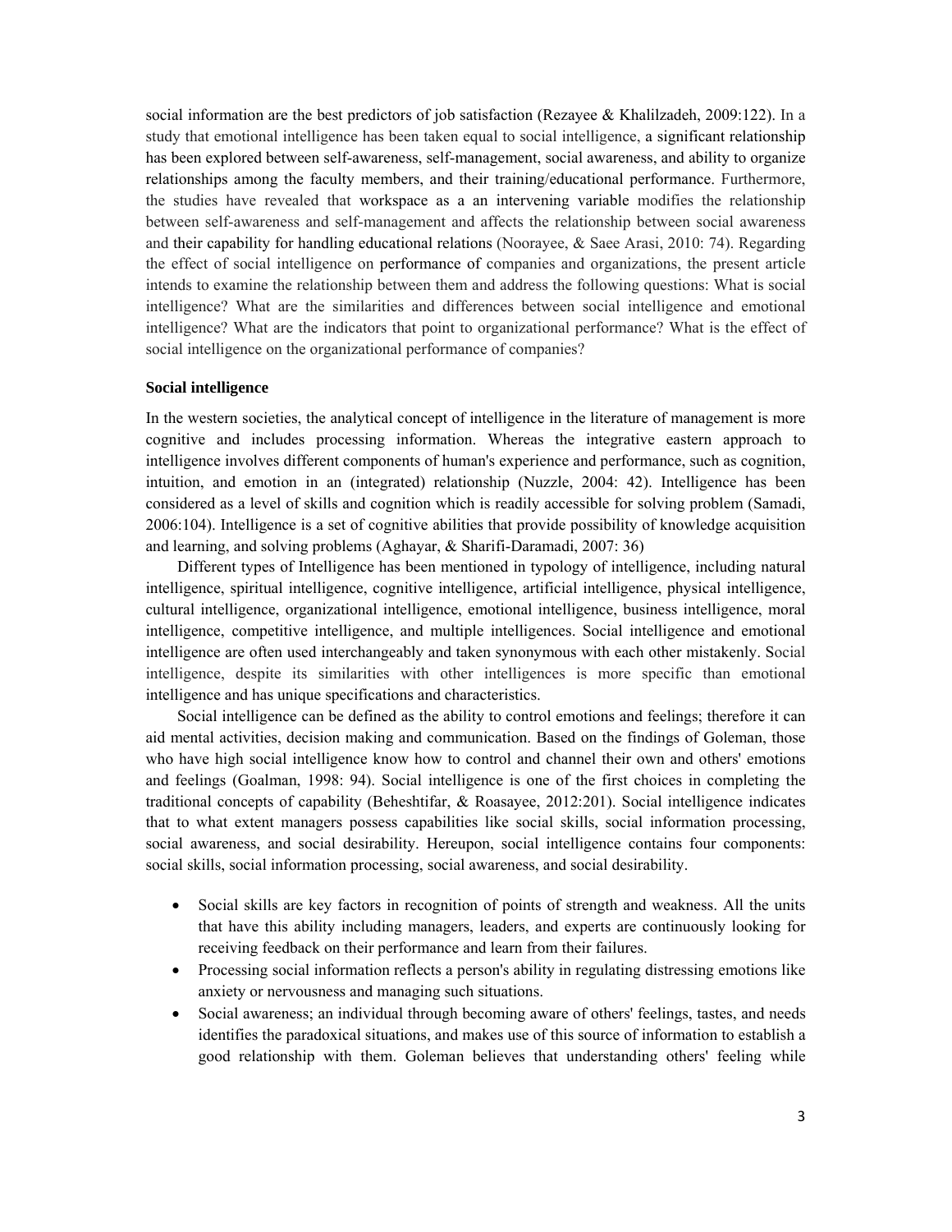social information are the best predictors of job satisfaction (Rezayee & Khalilzadeh, 2009:122). In a study that emotional intelligence has been taken equal to social intelligence, a significant relationship has been explored between self-awareness, self-management, social awareness, and ability to organize relationships among the faculty members, and their training/educational performance. Furthermore, the studies have revealed that workspace as a an intervening variable modifies the relationship between self-awareness and self-management and affects the relationship between social awareness and their capability for handling educational relations (Noorayee, & Saee Arasi, 2010: 74). Regarding the effect of social intelligence on performance of companies and organizations, the present article intends to examine the relationship between them and address the following questions: What is social intelligence? What are the similarities and differences between social intelligence and emotional intelligence? What are the indicators that point to organizational performance? What is the effect of social intelligence on the organizational performance of companies?

**Social intelligence**

In the western societies, the analytical concept of intelligence in the literature of management is more cognitive and includes processing information. Whereas the integrative eastern approach to intelligence involves different components of human's experience and performance, such as cognition, intuition, and emotion in an (integrated) relationship (Nuzzle, 2004: 42). Intelligence has been considered as a level of skills and cognition which is readily accessible for solving problem (Samadi, 2006:104). Intelligence is a set of cognitive abilities that provide possibility of knowledge acquisition and learning, and solving problems (Aghayar, & Sharifi-Daramadi, 2007: 36)

Different types of Intelligence has been mentioned in typology of intelligence, including natural intelligence, spiritual intelligence, cognitive intelligence, artificial intelligence, physical intelligence, cultural intelligence, organizational intelligence, emotional intelligence, business intelligence, moral intelligence, competitive intelligence, and multiple intelligences. Social intelligence and emotional intelligence are often used interchangeably and taken synonymous with each other mistakenly. Social intelligence, despite its similarities with other intelligences is more specific than emotional intelligence and has unique specifications and characteristics.

Social intelligence can be defined as the ability to control emotions and feelings; therefore it can aid mental activities, decision making and communication. Based on the findings of Goleman, those who have high social intelligence know how to control and channel their own and others' emotions and feelings (Goalman, 1998: 94). Social intelligence is one of the first choices in completing the traditional concepts of capability (Beheshtifar, & Roasayee, 2012:201). Social intelligence indicates that to what extent managers possess capabilities like social skills, social information processing, social awareness, and social desirability. Hereupon, social intelligence contains four components: social skills, social information processing, social awareness, and social desirability.

- Social skills are key factors in recognition of points of strength and weakness. All the units that have this ability including managers, leaders, and experts are continuously looking for receiving feedback on their performance and learn from their failures.
- Processing social information reflects a person's ability in regulating distressing emotions like anxiety or nervousness and managing such situations.
- Social awareness; an individual through becoming aware of others' feelings, tastes, and needs identifies the paradoxical situations, and makes use of this source of information to establish a good relationship with them. Goleman believes that understanding others' feeling while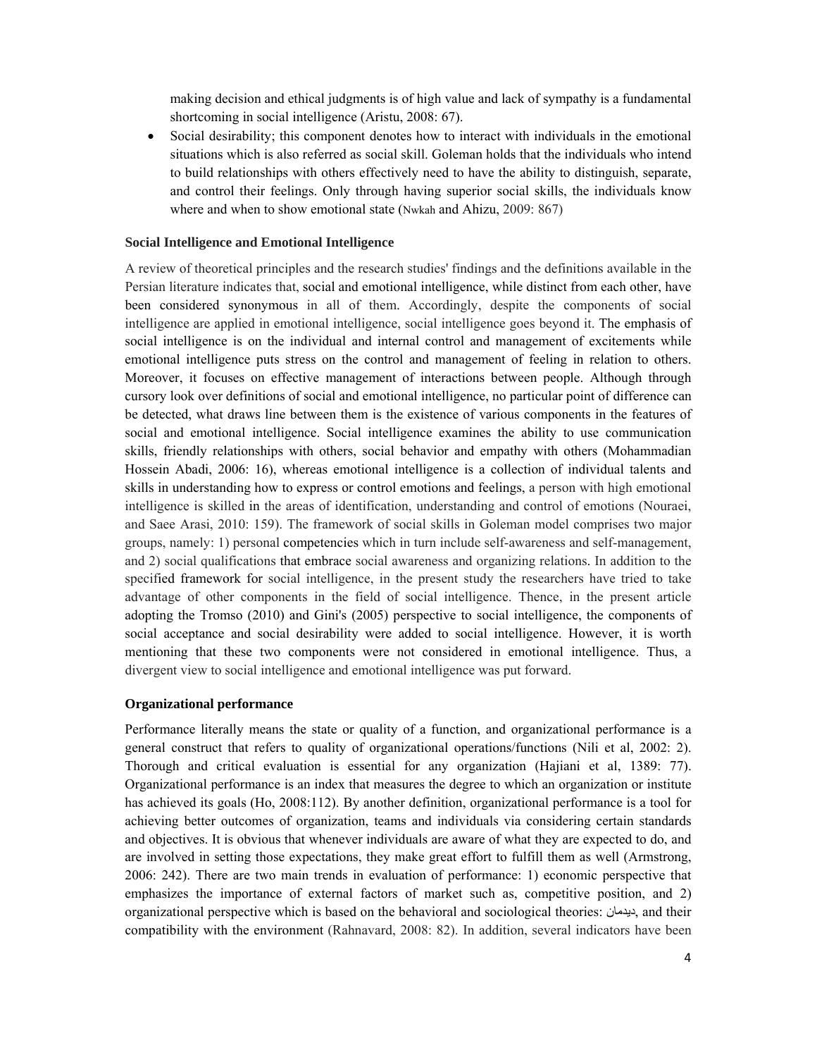making decision and ethical judgments is of high value and lack of sympathy is a fundamental shortcoming in social intelligence (Aristu, 2008: 67).

- Social desirability; this component denotes how to interact with individuals in the emotional situations which is also referred as social skill. Goleman holds that the individuals who intend to build relationships with others effectively need to have the ability to distinguish, separate, and control their feelings. Only through having superior social skills, the individuals know where and when to show emotional state (Nwkah and Ahizu, 2009: 867)

### Social Intelligence and Emotional Intelligence

A review of theoretical principles and the research studies' findings and the definitions available in the Persian literature indicates that, social and emotional intelligence, while distinct from each other, have been considered synonymous in all of them. Accordingly, despite the components of social intelligence are applied in emotional intelligence, social intelligence goes beyond it. The emphasis of social intelligence is on the individual and internal control and management of excitements while emotional intelligence puts stress on the control and management of feeling in relation to others. Moreover, it focuses on effective management of interactions between people. Although through cursory look over definitions of social and emotional intelligence, no particular point of difference can be detected, what draws line between them is the existence of various components in the features of social and emotional intelligence. Social intelligence examines the ability to use communication skills, friendly relationships with others, social behavior and empathy with others (Mohammadian Hossein Abadi, 2006: 16), whereas emotional intelligence is a collection of individual talents and skills in understanding how to express or control emotions and feelings, a person with high emotional intelligence is skilled in the areas of identification, understanding and control of emotions (Nouraei, and Saee Arasi, 2010: 159). The framework of social skills in Goleman model comprises two major groups, namely: 1) personal competencies which in turn include self-awareness and self-management, and 2) social qualifications that embrace social awareness and organizing relations. In addition to the specified framework for social intelligence, in the present study the researchers have tried to take advantage of other components in the field of social intelligence. Thence, in the present article adopting the Tromso (2010) and Gini's (2005) perspective to social intelligence, the components of social acceptance and social desirability were added to social intelligence. However, it is worth mentioning that these two components were not considered in emotional intelligence. Thus, a divergent view to social intelligence and emotional intelligence was put forward.

### Organizational performance

Performance literally means the state or quality of a function, and organizational performance is a general construct that refers to quality of organizational operations/functions (Nili et al, 2002: 2). Thorough and critical evaluation is essential for any organization (Hajiani et al, 1389: 77). Organizational performance is an index that measures the degree to which an organization or institute has achieved its goals (Ho, 2008:112). By another definition, organizational performance is a tool for achieving better outcomes of organization, teams and individuals via considering certain standards and objectives. It is obvious that whenever individuals are aware of what they are expected to do, and are involved in setting those expectations, they make great effort to fulfill them as well (Armstrong, 2006: 242). There are two main trends in evaluation of performance: 1) economic perspective that emphasizes the importance of external factors of market such as, competitive position, and 2) organizational perspective which is based on the behavioral and sociological theories: دیدمان, and their compatibility with the environment (Rahnavard, 2008: 82). In addition, several indicators have been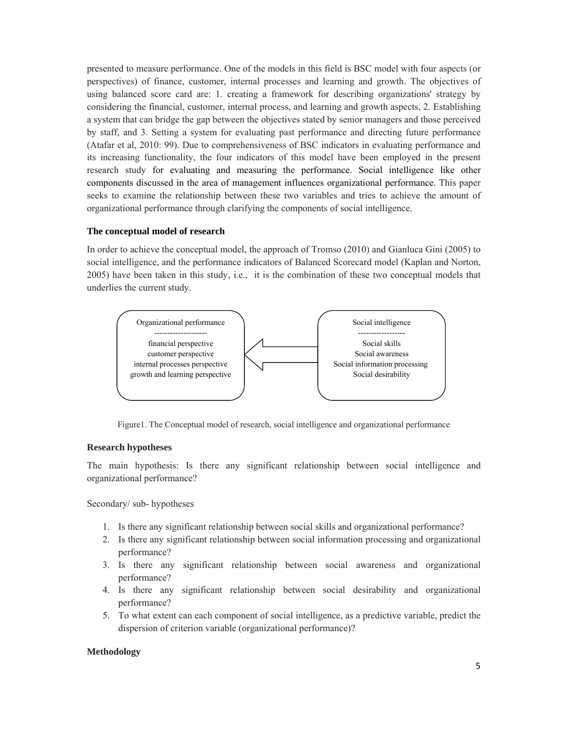presented to measure performance. One of the models in this field is BSC model with four aspects (or perspectives) of finance, customer, internal processes and learning and growth. The objectives of using balanced score card are: 1. creating a framework for describing organizations' strategy by considering the financial, customer, internal process, and learning and growth aspects, 2. Establishing a system that can bridge the gap between the objectives stated by senior managers and those perceived by staff, and 3. Setting a system for evaluating past performance and directing future performance (Atafar et al, 2010: 99). Due to comprehensiveness of BSC indicators in evaluating performance and its increasing functionality, the four indicators of this model have been employed in the present research study for evaluating and measuring the performance. Social intelligence like other components discussed in the area of management influences organizational performance. This paper seeks to examine the relationship between these two variables and tries to achieve the amount of organizational performance through clarifying the components of social intelligence.

### The conceptual model of research

In order to achieve the conceptual model, the approach of Tromso (2010) and Gianluca Gini (2005) to social intelligence, and the performance indicators of Balanced Scorecard model (Kaplan and Norton, 2005) have been taken in this study, i.e., it is the combination of these two conceptual models that underlies the current study.

| Organizational performance | ← | Social intelligence |
|---|---|---|
| financial perspective | | Social skills |
| customer perspective | | Social awareness |
| internal processes perspective | | Social information processing |
| growth and learning perspective | | Social desirability |

Figure1. The Conceptual model of research, social intelligence and organizational performance

### Research hypotheses

The main hypothesis: Is there any significant relationship between social intelligence and organizational performance?

Secondary/ sub- hypotheses

1. Is there any significant relationship between social skills and organizational performance?
2. Is there any significant relationship between social information processing and organizational performance?
3. Is there any significant relationship between social awareness and organizational performance?
4. Is there any significant relationship between social desirability and organizational performance?
5. To what extent can each component of social intelligence, as a predictive variable, predict the dispersion of criterion variable (organizational performance)?

### Methodology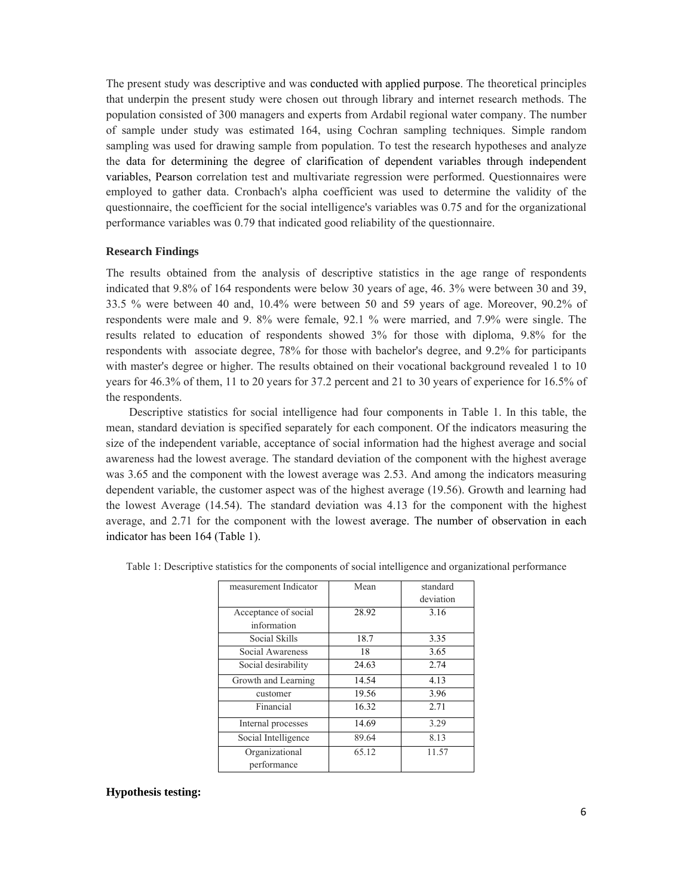The present study was descriptive and was conducted with applied purpose. The theoretical principles that underpin the present study were chosen out through library and internet research methods. The population consisted of 300 managers and experts from Ardabil regional water company. The number of sample under study was estimated 164, using Cochran sampling techniques. Simple random sampling was used for drawing sample from population. To test the research hypotheses and analyze the data for determining the degree of clarification of dependent variables through independent variables, Pearson correlation test and multivariate regression were performed. Questionnaires were employed to gather data. Cronbach's alpha coefficient was used to determine the validity of the questionnaire, the coefficient for the social intelligence's variables was 0.75 and for the organizational performance variables was 0.79 that indicated good reliability of the questionnaire.

**Research Findings**

The results obtained from the analysis of descriptive statistics in the age range of respondents indicated that 9.8% of 164 respondents were below 30 years of age, 46. 3% were between 30 and 39, 33.5 % were between 40 and, 10.4% were between 50 and 59 years of age. Moreover, 90.2% of respondents were male and 9. 8% were female, 92.1 % were married, and 7.9% were single. The results related to education of respondents showed 3% for those with diploma, 9.8% for the respondents with associate degree, 78% for those with bachelor's degree, and 9.2% for participants with master's degree or higher. The results obtained on their vocational background revealed 1 to 10 years for 46.3% of them, 11 to 20 years for 37.2 percent and 21 to 30 years of experience for 16.5% of the respondents.

Descriptive statistics for social intelligence had four components in Table 1. In this table, the mean, standard deviation is specified separately for each component. Of the indicators measuring the size of the independent variable, acceptance of social information had the highest average and social awareness had the lowest average. The standard deviation of the component with the highest average was 3.65 and the component with the lowest average was 2.53. And among the indicators measuring dependent variable, the customer aspect was of the highest average (19.56). Growth and learning had the lowest Average (14.54). The standard deviation was 4.13 for the component with the highest average, and 2.71 for the component with the lowest average. The number of observation in each indicator has been 164 (Table 1).

Table 1: Descriptive statistics for the components of social intelligence and organizational performance

| measurement Indicator | Mean | standard deviation |
|---|---|---|
| Acceptance of social information | 28.92 | 3.16 |
| Social Skills | 18.7 | 3.35 |
| Social Awareness | 18 | 3.65 |
| Social desirability | 24.63 | 2.74 |
| Growth and Learning | 14.54 | 4.13 |
| customer | 19.56 | 3.96 |
| Financial | 16.32 | 2.71 |
| Internal processes | 14.69 | 3.29 |
| Social Intelligence | 89.64 | 8.13 |
| Organizational performance | 65.12 | 11.57 |

**Hypothesis testing:**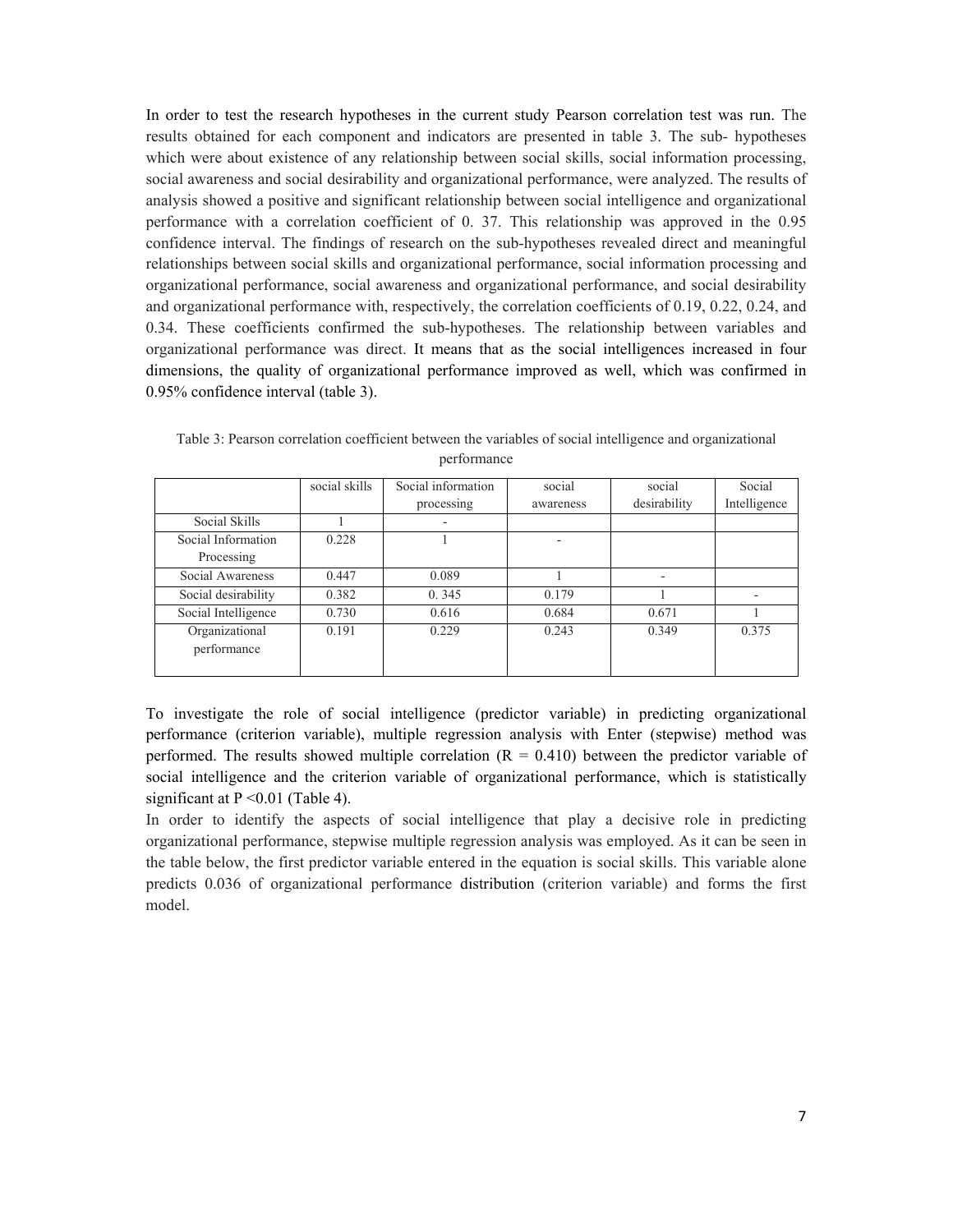In order to test the research hypotheses in the current study Pearson correlation test was run. The results obtained for each component and indicators are presented in table 3. The sub- hypotheses which were about existence of any relationship between social skills, social information processing, social awareness and social desirability and organizational performance, were analyzed. The results of analysis showed a positive and significant relationship between social intelligence and organizational performance with a correlation coefficient of 0. 37. This relationship was approved in the 0.95 confidence interval. The findings of research on the sub-hypotheses revealed direct and meaningful relationships between social skills and organizational performance, social information processing and organizational performance, social awareness and organizational performance, and social desirability and organizational performance with, respectively, the correlation coefficients of 0.19, 0.22, 0.24, and 0.34. These coefficients confirmed the sub-hypotheses. The relationship between variables and organizational performance was direct. It means that as the social intelligences increased in four dimensions, the quality of organizational performance improved as well, which was confirmed in 0.95% confidence interval (table 3).

Table 3: Pearson correlation coefficient between the variables of social intelligence and organizational performance

| | social skills | Social information processing | social awareness | social desirability | Social Intelligence |
|---|---|---|---|---|---|
| Social Skills | 1 | - | | | |
| Social Information Processing | 0.228 | 1 | - | | |
| Social Awareness | 0.447 | 0.089 | 1 | - | |
| Social desirability | 0.382 | 0. 345 | 0.179 | 1 | - |
| Social Intelligence | 0.730 | 0.616 | 0.684 | 0.671 | 1 |
| Organizational performance | 0.191 | 0.229 | 0.243 | 0.349 | 0.375 |

To investigate the role of social intelligence (predictor variable) in predicting organizational performance (criterion variable), multiple regression analysis with Enter (stepwise) method was performed. The results showed multiple correlation ($R = 0.410$) between the predictor variable of social intelligence and the criterion variable of organizational performance, which is statistically significant at $P < 0.01$ (Table 4).

In order to identify the aspects of social intelligence that play a decisive role in predicting organizational performance, stepwise multiple regression analysis was employed. As it can be seen in the table below, the first predictor variable entered in the equation is social skills. This variable alone predicts 0.036 of organizational performance distribution (criterion variable) and forms the first model.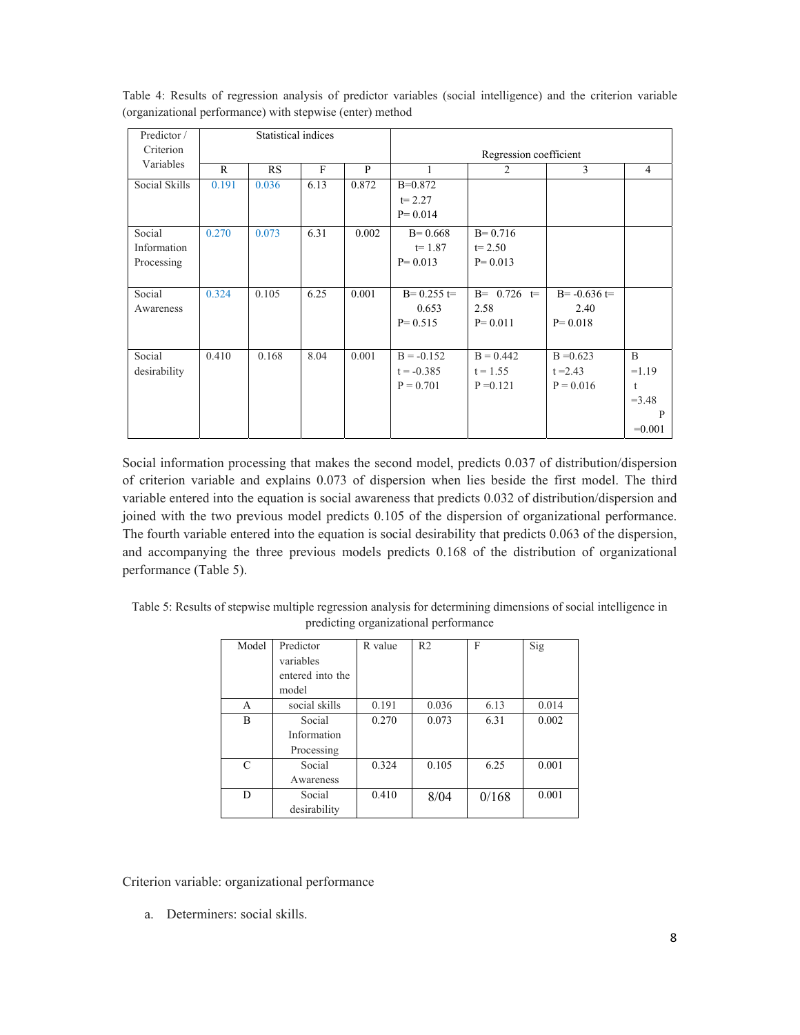Table 4: Results of regression analysis of predictor variables (social intelligence) and the criterion variable (organizational performance) with stepwise (enter) method

| Predictor / Criterion Variables | Statistical indices | | | | Regression coefficient | | | |
|---|---|---|---|---|---|---|---|---|
| | R | RS | F | P | 1 | 2 | 3 | 4 |
| Social Skills | 0.191 | 0.036 | 6.13 | 0.872 | B=0.872 t= 2.27 P= 0.014 | | | |
| Social Information Processing | 0.270 | 0.073 | 6.31 | 0.002 | B= 0.668 t= 1.87 P= 0.013 | B= 0.716 t= 2.50 P= 0.013 | | |
| Social Awareness | 0.324 | 0.105 | 6.25 | 0.001 | B= 0.255 t= 0.653 P= 0.515 | B= 0.726 t= 2.58 P= 0.011 | B= -0.636 t= 2.40 P= 0.018 | |
| Social desirability | 0.410 | 0.168 | 8.04 | 0.001 | B = -0.152 t = -0.385 P = 0.701 | B = 0.442 t = 1.55 P =0.121 | B =0.623 t =2.43 P = 0.016 | B =1.19 t =3.48 P =0.001 |

Social information processing that makes the second model, predicts 0.037 of distribution/dispersion of criterion variable and explains 0.073 of dispersion when lies beside the first model. The third variable entered into the equation is social awareness that predicts 0.032 of distribution/dispersion and joined with the two previous model predicts 0.105 of the dispersion of organizational performance. The fourth variable entered into the equation is social desirability that predicts 0.063 of the dispersion, and accompanying the three previous models predicts 0.168 of the distribution of organizational performance (Table 5).

Table 5: Results of stepwise multiple regression analysis for determining dimensions of social intelligence in predicting organizational performance

| Model | Predictor variables entered into the model | R value | R2 | F | Sig |
|---|---|---|---|---|---|
| A | social skills | 0.191 | 0.036 | 6.13 | 0.014 |
| B | Social Information Processing | 0.270 | 0.073 | 6.31 | 0.002 |
| C | Social Awareness | 0.324 | 0.105 | 6.25 | 0.001 |
| D | Social desirability | 0.410 | 8/04 | 0/168 | 0.001 |

Criterion variable: organizational performance

a. Determiners: social skills.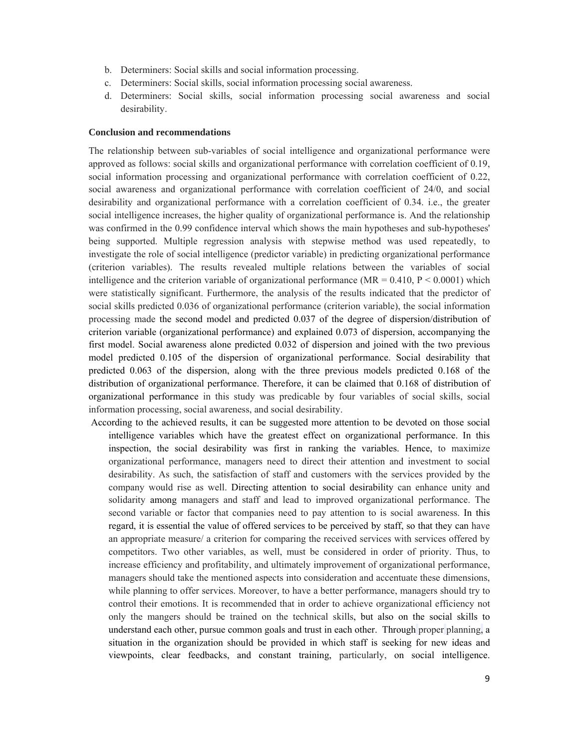b. Determiners: Social skills and social information processing.
c. Determiners: Social skills, social information processing social awareness.
d. Determiners: Social skills, social information processing social awareness and social desirability.

**Conclusion and recommendations**

The relationship between sub-variables of social intelligence and organizational performance were approved as follows: social skills and organizational performance with correlation coefficient of 0.19, social information processing and organizational performance with correlation coefficient of 0.22, social awareness and organizational performance with correlation coefficient of 24/0, and social desirability and organizational performance with a correlation coefficient of 0.34. i.e., the greater social intelligence increases, the higher quality of organizational performance is. And the relationship was confirmed in the 0.99 confidence interval which shows the main hypotheses and sub-hypotheses' being supported. Multiple regression analysis with stepwise method was used repeatedly, to investigate the role of social intelligence (predictor variable) in predicting organizational performance (criterion variables). The results revealed multiple relations between the variables of social intelligence and the criterion variable of organizational performance ($MR = 0.410$, $P < 0.0001$) which were statistically significant. Furthermore, the analysis of the results indicated that the predictor of social skills predicted 0.036 of organizational performance (criterion variable), the social information processing made the second model and predicted 0.037 of the degree of dispersion/distribution of criterion variable (organizational performance) and explained 0.073 of dispersion, accompanying the first model. Social awareness alone predicted 0.032 of dispersion and joined with the two previous model predicted 0.105 of the dispersion of organizational performance. Social desirability that predicted 0.063 of the dispersion, along with the three previous models predicted 0.168 of the distribution of organizational performance. Therefore, it can be claimed that 0.168 of distribution of organizational performance in this study was predicable by four variables of social skills, social information processing, social awareness, and social desirability.

According to the achieved results, it can be suggested more attention to be devoted on those social intelligence variables which have the greatest effect on organizational performance. In this inspection, the social desirability was first in ranking the variables. Hence, to maximize organizational performance, managers need to direct their attention and investment to social desirability. As such, the satisfaction of staff and customers with the services provided by the company would rise as well. Directing attention to social desirability can enhance unity and solidarity among managers and staff and lead to improved organizational performance. The second variable or factor that companies need to pay attention to is social awareness. In this regard, it is essential the value of offered services to be perceived by staff, so that they can have an appropriate measure/ a criterion for comparing the received services with services offered by competitors. Two other variables, as well, must be considered in order of priority. Thus, to increase efficiency and profitability, and ultimately improvement of organizational performance, managers should take the mentioned aspects into consideration and accentuate these dimensions, while planning to offer services. Moreover, to have a better performance, managers should try to control their emotions. It is recommended that in order to achieve organizational efficiency not only the mangers should be trained on the technical skills, but also on the social skills to understand each other, pursue common goals and trust in each other. Through proper planning, a situation in the organization should be provided in which staff is seeking for new ideas and viewpoints, clear feedbacks, and constant training, particularly, on social intelligence.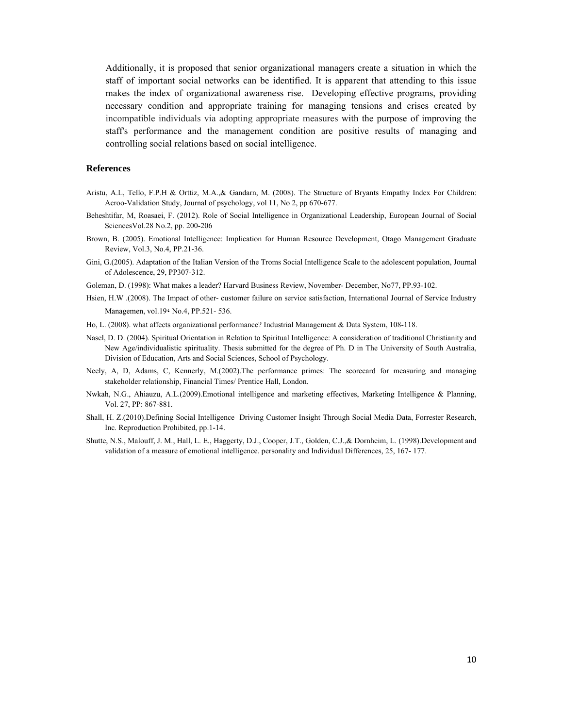Additionally, it is proposed that senior organizational managers create a situation in which the staff of important social networks can be identified. It is apparent that attending to this issue makes the index of organizational awareness rise. Developing effective programs, providing necessary condition and appropriate training for managing tensions and crises created by incompatible individuals via adopting appropriate measures with the purpose of improving the staff's performance and the management condition are positive results of managing and controlling social relations based on social intelligence.

## References

Aristu, A.L, Tello, F.P.H & Orttiz, M.A.,& Gandarn, M. (2008). The Structure of Bryants Empathy Index For Children: Acroo-Validation Study, Journal of psychology, vol 11, No 2, pp 670-677.

Beheshtifar, M, Roasaei, F. (2012). Role of Social Intelligence in Organizational Leadership, European Journal of Social SciencesVol.28 No.2, pp. 200-206

Brown, B. (2005). Emotional Intelligence: Implication for Human Resource Development, Otago Management Graduate Review, Vol.3, No.4, PP.21-36.

Gini, G.(2005). Adaptation of the Italian Version of the Troms Social Intelligence Scale to the adolescent population, Journal of Adolescence, 29, PP307-312.

Goleman, D. (1998): What makes a leader? Harvard Business Review, November- December, No77, PP.93-102.

Hsien, H.W .(2008). The Impact of other- customer failure on service satisfaction, International Journal of Service Industry Managemen, vol.19، No.4, PP.521- 536.

Ho, L. (2008). what affects organizational performance? Industrial Management & Data System, 108-118.

Nasel, D. D. (2004). Spiritual Orientation in Relation to Spiritual Intelligence: A consideration of traditional Christianity and New Age/individualistic spirituality. Thesis submitted for the degree of Ph. D in The University of South Australia, Division of Education, Arts and Social Sciences, School of Psychology.

Neely, A, D, Adams, C, Kennerly, M.(2002).The performance primes: The scorecard for measuring and managing stakeholder relationship, Financial Times/ Prentice Hall, London.

Nwkah, N.G., Ahiauzu, A.L.(2009).Emotional intelligence and marketing effectives, Marketing Intelligence & Planning, Vol. 27, PP: 867-881.

Shall, H. Z.(2010).Defining Social Intelligence Driving Customer Insight Through Social Media Data, Forrester Research, Inc. Reproduction Prohibited, pp.1-14.

Shutte, N.S., Malouff, J. M., Hall, L. E., Haggerty, D.J., Cooper, J.T., Golden, C.J.,& Dornheim, L. (1998).Development and validation of a measure of emotional intelligence. personality and Individual Differences, 25, 167- 177.